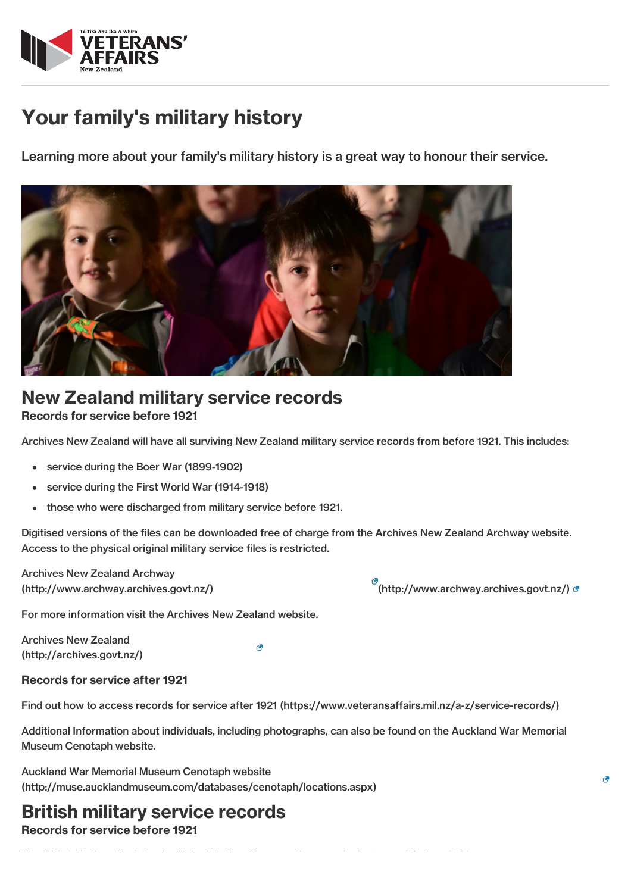# Your family's military history

Learning more about your family's military history is a great way to honour their service.

## New Zealand military service records

### Records for service before 1921

Archives New Zealand will have all surviving New Zealand military service records from before 1921. This includes:

- service during the Boer War (1899-1902)
- service during the First World War (1914-1918)
- those who were discharged from military service before 1921.

Digitised versions of the files can be downloaded free of charge from the Archives New Zealand Archway website. Access to the physical original military service files is restricted.

Archives New Zealand Archway (http://www.archway.archives.govt.nz/) (http://www.archway.archives.govt.nz/)

For more information visit the Archives New Zealand website.

Archives New Zealand (http://archives.govt.nz/)

### Records for service after 1921

Find out how to access records for service after 1921 (https://www.veteransaffairs.mil.nz/a-z/service-records/)

Additional Information about individuals, including photographs, can also be found on the Auckland War Memorial Museum Cenotaph website.

Auckland War Memorial Museum Cenotaph website (http://muse.aucklandmuseum.com/databases/cenotaph/locations.aspx)

## British military service records

### Records for service before 1921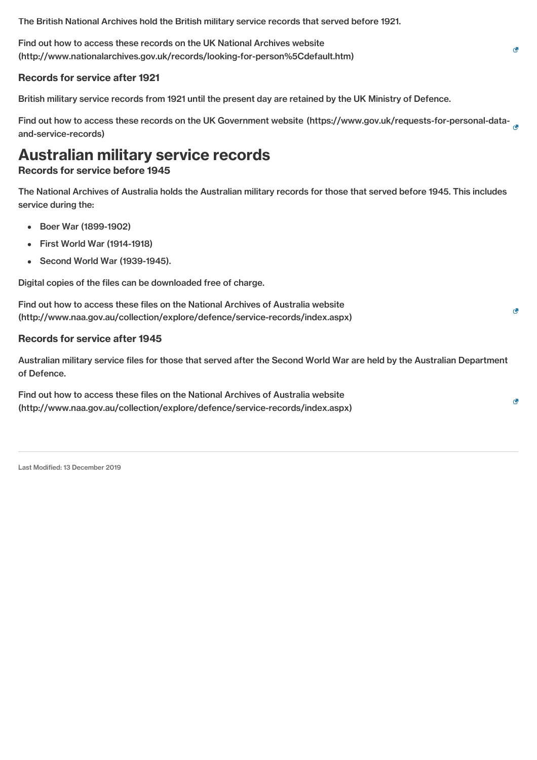The British National Archives hold the British military service records that served before 1921.

Find out how to access these records on the UK National Archives website (http://www.nationalarchives.gov.uk/records/looking-for-person%5Cdefault.htm)

### Records for service after 1921

British military service records from 1921 until the present day are retained by the UK Ministry of Defence.

Find out how to access these records on the UK Government website (https://www.gov.uk/requests-for-personal-data-and-service-records)

## Australian military service records

### Records for service before 1945

The National Archives of Australia holds the Australian military records for those that served before 1945. This includes service during the:

- Boer War (1899-1902)
- First World War (1914-1918)
- Second World War (1939-1945).

Digital copies of the files can be downloaded free of charge.

Find out how to access these files on the National Archives of Australia website (http://www.naa.gov.au/collection/explore/defence/service-records/index.aspx)

### Records for service after 1945

Australian military service files for those that served after the Second World War are held by the Australian Department of Defence.

Find out how to access these files on the National Archives of Australia website (http://www.naa.gov.au/collection/explore/defence/service-records/index.aspx)

---

Last Modified: 13 December 2019